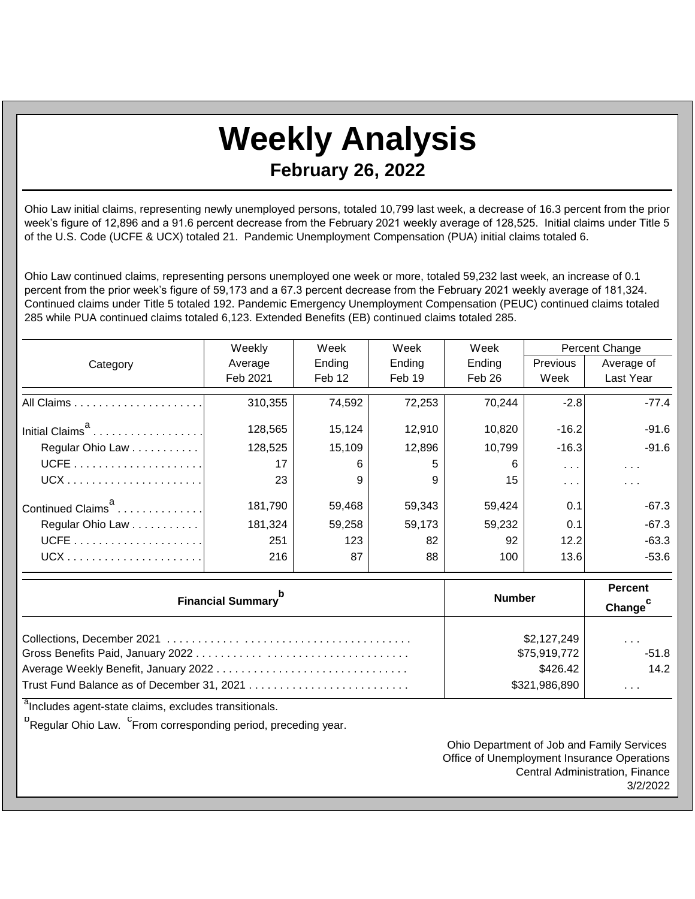# Weekly Analysis

## February 26, 2022

Ohio Law initial claims, representing newly unemployed persons, totaled 10,799 last week, a decrease of 16.3 percent from the prior week's figure of 12,896 and a 91.6 percent decrease from the February 2021 weekly average of 128,525. Initial claims under Title 5 of the U.S. Code (UCFE & UCX) totaled 21. Pandemic Unemployment Compensation (PUA) initial claims totaled 6.

Ohio Law continued claims, representing persons unemployed one week or more, totaled 59,232 last week, an increase of 0.1 percent from the prior week's figure of 59,173 and a 67.3 percent decrease from the February 2021 weekly average of 181,324. Continued claims under Title 5 totaled 192. Pandemic Emergency Unemployment Compensation (PEUC) continued claims totaled 285 while PUA continued claims totaled 6,123. Extended Benefits (EB) continued claims totaled 285.

| Category | Weekly Average Feb 2021 | Week Ending Feb 12 | Week Ending Feb 19 | Week Ending Feb 26 | Percent Change Previous Week | Percent Change Average of Last Year |
|---|---|---|---|---|---|---|
| All Claims | 310,355 | 74,592 | 72,253 | 70,244 | -2.8 | -77.4 |
| Initial Claims[a] | 128,565 | 15,124 | 12,910 | 10,820 | -16.2 | -91.6 |
| Regular Ohio Law | 128,525 | 15,109 | 12,896 | 10,799 | -16.3 | -91.6 |
| UCFE | 17 | 6 | 5 | 6 | . . . | . . . |
| UCX | 23 | 9 | 9 | 15 | . . . | . . . |
| Continued Claims[a] | 181,790 | 59,468 | 59,343 | 59,424 | 0.1 | -67.3 |
| Regular Ohio Law | 181,324 | 59,258 | 59,173 | 59,232 | 0.1 | -67.3 |
| UCFE | 251 | 123 | 82 | 92 | 12.2 | -63.3 |
| UCX | 216 | 87 | 88 | 100 | 13.6 | -53.6 |

| Financial Summary[b] | Number | Percent Change[c] |
|---|---|---|
| Collections, December 2021 | $2,127,249 | . . . |
| Gross Benefits Paid, January 2022 | $75,919,772 | -51.8 |
| Average Weekly Benefit, January 2022 | $426.42 | 14.2 |
| Trust Fund Balance as of December 31, 2021 | $321,986,890 | . . . |

[a]Includes agent-state claims, excludes transitionals.

[b]Regular Ohio Law. [c]From corresponding period, preceding year.

Ohio Department of Job and Family Services
Office of Unemployment Insurance Operations
Central Administration, Finance
3/2/2022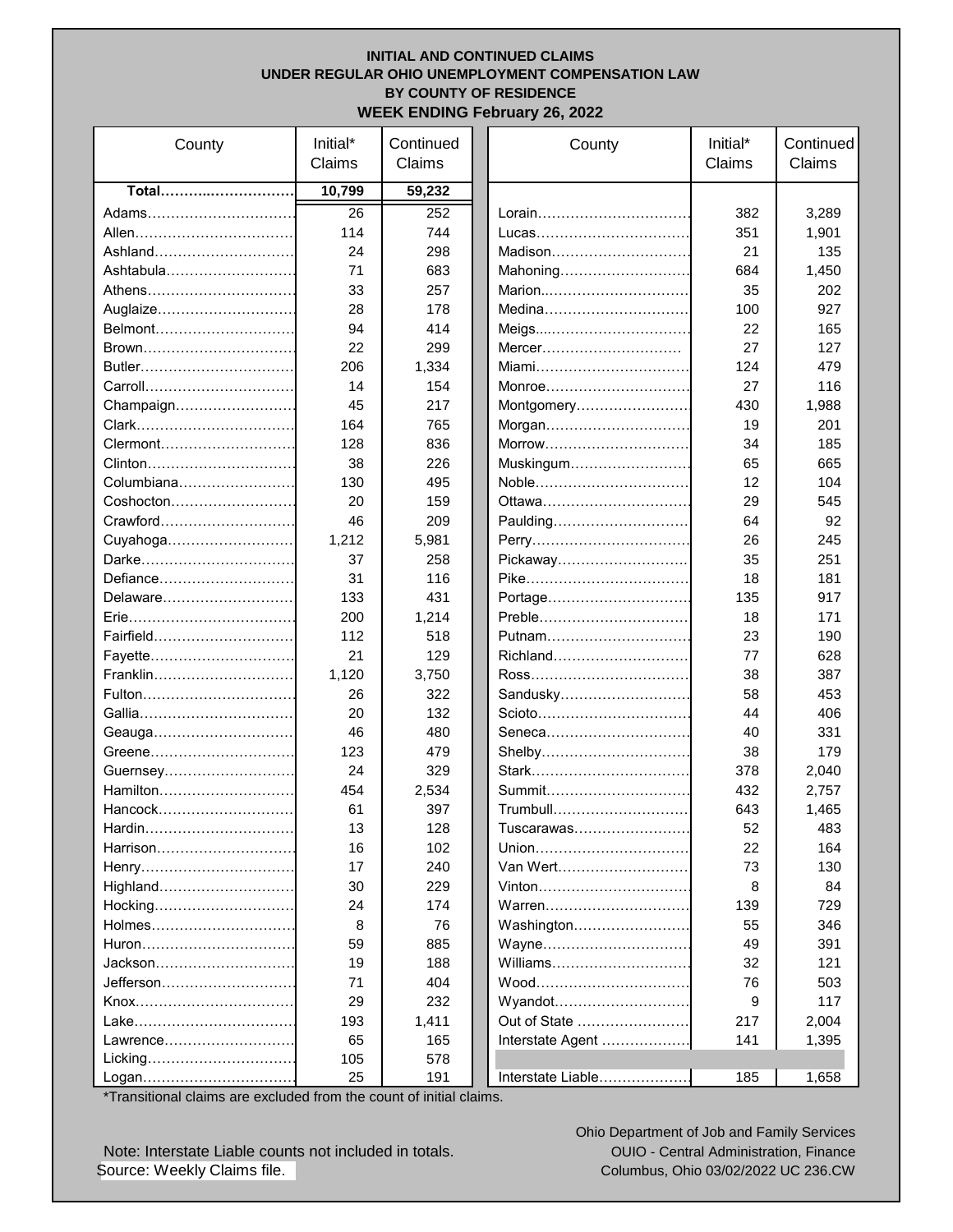**INITIAL AND CONTINUED CLAIMS**
**UNDER REGULAR OHIO UNEMPLOYMENT COMPENSATION LAW**
**BY COUNTY OF RESIDENCE**
**WEEK ENDING February 26, 2022**

| County | Initial* Claims | Continued Claims | County | Initial* Claims | Continued Claims |
|---|---|---|---|---|---|
| **Total** | **10,799** | **59,232** | | | |
| Adams | 26 | 252 | Lorain | 382 | 3,289 |
| Allen | 114 | 744 | Lucas | 351 | 1,901 |
| Ashland | 24 | 298 | Madison | 21 | 135 |
| Ashtabula | 71 | 683 | Mahoning | 684 | 1,450 |
| Athens | 33 | 257 | Marion | 35 | 202 |
| Auglaize | 28 | 178 | Medina | 100 | 927 |
| Belmont | 94 | 414 | Meigs | 22 | 165 |
| Brown | 22 | 299 | Mercer | 27 | 127 |
| Butler | 206 | 1,334 | Miami | 124 | 479 |
| Carroll | 14 | 154 | Monroe | 27 | 116 |
| Champaign | 45 | 217 | Montgomery | 430 | 1,988 |
| Clark | 164 | 765 | Morgan | 19 | 201 |
| Clermont | 128 | 836 | Morrow | 34 | 185 |
| Clinton | 38 | 226 | Muskingum | 65 | 665 |
| Columbiana | 130 | 495 | Noble | 12 | 104 |
| Coshocton | 20 | 159 | Ottawa | 29 | 545 |
| Crawford | 46 | 209 | Paulding | 64 | 92 |
| Cuyahoga | 1,212 | 5,981 | Perry | 26 | 245 |
| Darke | 37 | 258 | Pickaway | 35 | 251 |
| Defiance | 31 | 116 | Pike | 18 | 181 |
| Delaware | 133 | 431 | Portage | 135 | 917 |
| Erie | 200 | 1,214 | Preble | 18 | 171 |
| Fairfield | 112 | 518 | Putnam | 23 | 190 |
| Fayette | 21 | 129 | Richland | 77 | 628 |
| Franklin | 1,120 | 3,750 | Ross | 38 | 387 |
| Fulton | 26 | 322 | Sandusky | 58 | 453 |
| Gallia | 20 | 132 | Scioto | 44 | 406 |
| Geauga | 46 | 480 | Seneca | 40 | 331 |
| Greene | 123 | 479 | Shelby | 38 | 179 |
| Guernsey | 24 | 329 | Stark | 378 | 2,040 |
| Hamilton | 454 | 2,534 | Summit | 432 | 2,757 |
| Hancock | 61 | 397 | Trumbull | 643 | 1,465 |
| Hardin | 13 | 128 | Tuscarawas | 52 | 483 |
| Harrison | 16 | 102 | Union | 22 | 164 |
| Henry | 17 | 240 | Van Wert | 73 | 130 |
| Highland | 30 | 229 | Vinton | 8 | 84 |
| Hocking | 24 | 174 | Warren | 139 | 729 |
| Holmes | 8 | 76 | Washington | 55 | 346 |
| Huron | 59 | 885 | Wayne | 49 | 391 |
| Jackson | 19 | 188 | Williams | 32 | 121 |
| Jefferson | 71 | 404 | Wood | 76 | 503 |
| Knox | 29 | 232 | Wyandot | 9 | 117 |
| Lake | 193 | 1,411 | Out of State | 217 | 2,004 |
| Lawrence | 65 | 165 | Interstate Agent | 141 | 1,395 |
| Licking | 105 | 578 | | | |
| Logan | 25 | 191 | Interstate Liable | 185 | 1,658 |

*Transitional claims are excluded from the count of initial claims.

Note: Interstate Liable counts not included in totals.
Source: Weekly Claims file.

Ohio Department of Job and Family Services
OUIO - Central Administration, Finance
Columbus, Ohio 03/02/2022 UC 236.CW